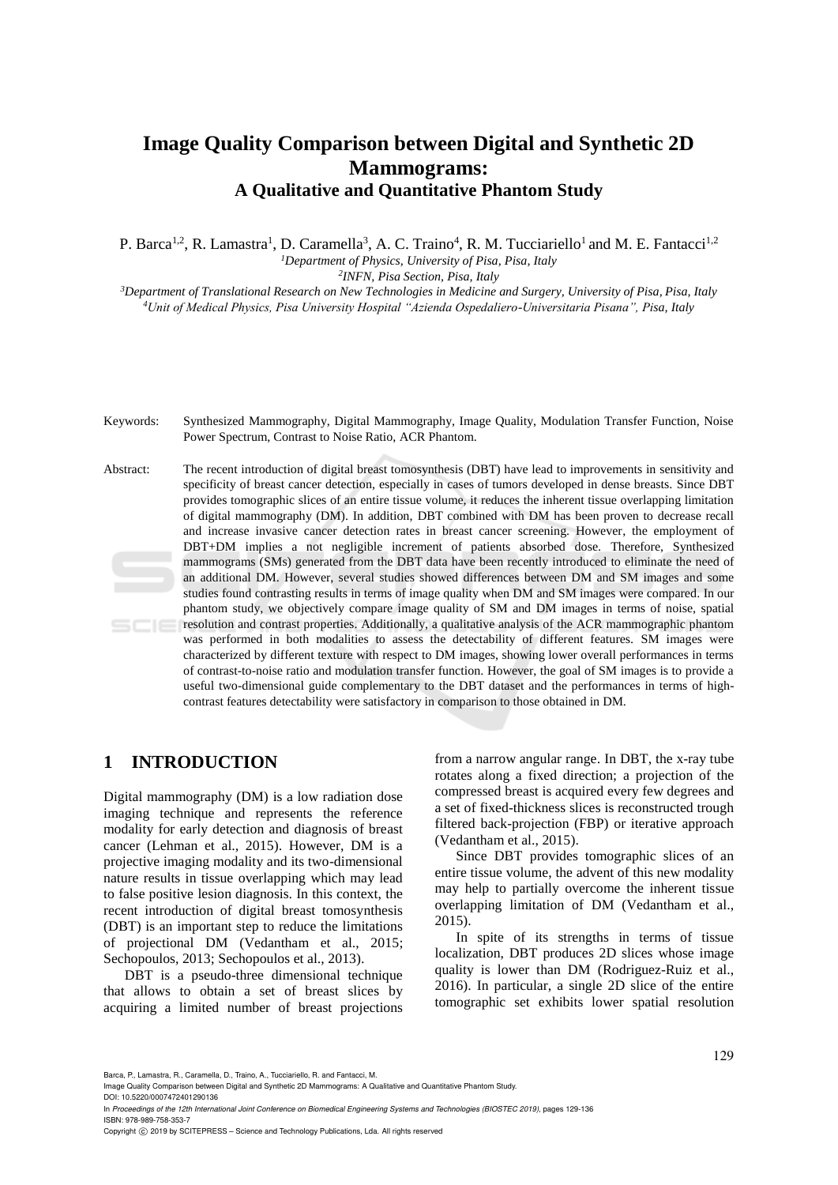# Image Quality Comparison between Digital and Synthetic 2D Mammograms:
## A Qualitative and Quantitative Phantom Study

P. Barca[1,2], R. Lamastra[1], D. Caramella[3], A. C. Traino[4], R. M. Tucciariello[1] and M. E. Fantacci[1,2]

[1]*Department of Physics, University of Pisa, Pisa, Italy*
[2]*INFN, Pisa Section, Pisa, Italy*
[3]*Department of Translational Research on New Technologies in Medicine and Surgery, University of Pisa, Pisa, Italy*
[4]*Unit of Medical Physics, Pisa University Hospital "Azienda Ospedaliero-Universitaria Pisana", Pisa, Italy*

Keywords: Synthesized Mammography, Digital Mammography, Image Quality, Modulation Transfer Function, Noise Power Spectrum, Contrast to Noise Ratio, ACR Phantom.

Abstract: The recent introduction of digital breast tomosynthesis (DBT) have lead to improvements in sensitivity and specificity of breast cancer detection, especially in cases of tumors developed in dense breasts. Since DBT provides tomographic slices of an entire tissue volume, it reduces the inherent tissue overlapping limitation of digital mammography (DM). In addition, DBT combined with DM has been proven to decrease recall and increase invasive cancer detection rates in breast cancer screening. However, the employment of DBT+DM implies a not negligible increment of patients absorbed dose. Therefore, Synthesized mammograms (SMs) generated from the DBT data have been recently introduced to eliminate the need of an additional DM. However, several studies showed differences between DM and SM images and some studies found contrasting results in terms of image quality when DM and SM images were compared. In our phantom study, we objectively compare image quality of SM and DM images in terms of noise, spatial resolution and contrast properties. Additionally, a qualitative analysis of the ACR mammographic phantom was performed in both modalities to assess the detectability of different features. SM images were characterized by different texture with respect to DM images, showing lower overall performances in terms of contrast-to-noise ratio and modulation transfer function. However, the goal of SM images is to provide a useful two-dimensional guide complementary to the DBT dataset and the performances in terms of high-contrast features detectability were satisfactory in comparison to those obtained in DM.

## 1 INTRODUCTION

Digital mammography (DM) is a low radiation dose imaging technique and represents the reference modality for early detection and diagnosis of breast cancer (Lehman et al., 2015). However, DM is a projective imaging modality and its two-dimensional nature results in tissue overlapping which may lead to false positive lesion diagnosis. In this context, the recent introduction of digital breast tomosynthesis (DBT) is an important step to reduce the limitations of projectional DM (Vedantham et al., 2015; Sechopoulos, 2013; Sechopoulos et al., 2013).

DBT is a pseudo-three dimensional technique that allows to obtain a set of breast slices by acquiring a limited number of breast projections from a narrow angular range. In DBT, the x-ray tube rotates along a fixed direction; a projection of the compressed breast is acquired every few degrees and a set of fixed-thickness slices is reconstructed trough filtered back-projection (FBP) or iterative approach (Vedantham et al., 2015).

Since DBT provides tomographic slices of an entire tissue volume, the advent of this new modality may help to partially overcome the inherent tissue overlapping limitation of DM (Vedantham et al., 2015).

In spite of its strengths in terms of tissue localization, DBT produces 2D slices whose image quality is lower than DM (Rodriguez-Ruiz et al., 2016). In particular, a single 2D slice of the entire tomographic set exhibits lower spatial resolution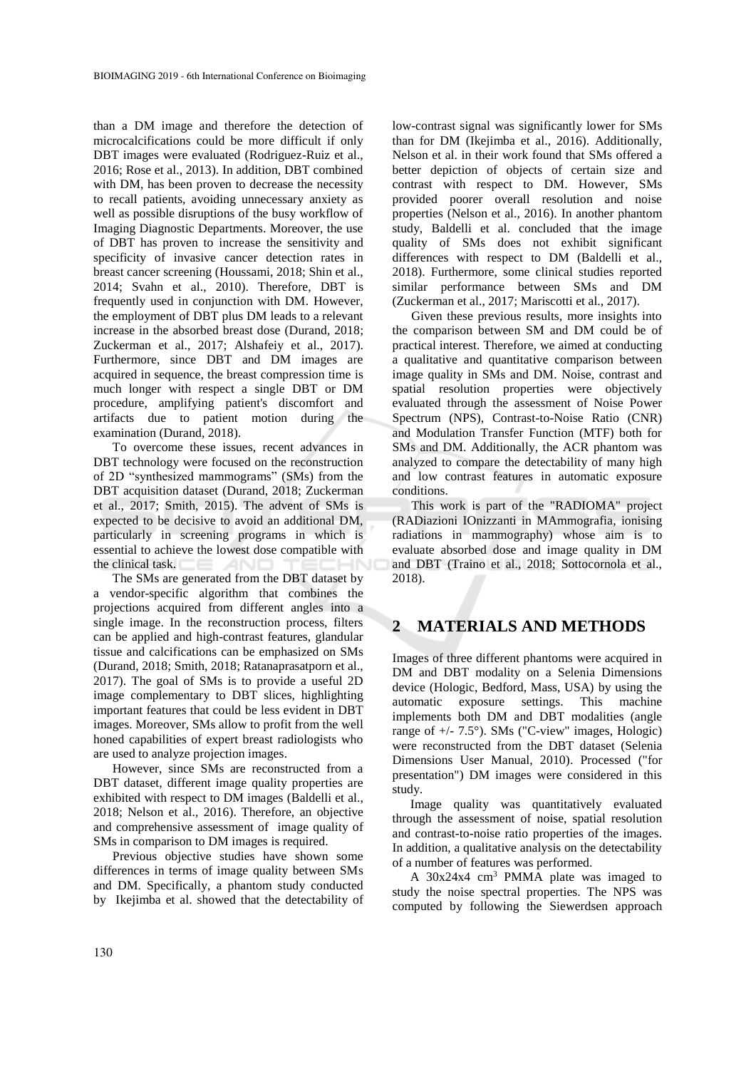than a DM image and therefore the detection of microcalcifications could be more difficult if only DBT images were evaluated (Rodriguez-Ruiz et al., 2016; Rose et al., 2013). In addition, DBT combined with DM, has been proven to decrease the necessity to recall patients, avoiding unnecessary anxiety as well as possible disruptions of the busy workflow of Imaging Diagnostic Departments. Moreover, the use of DBT has proven to increase the sensitivity and specificity of invasive cancer detection rates in breast cancer screening (Houssami, 2018; Shin et al., 2014; Svahn et al., 2010). Therefore, DBT is frequently used in conjunction with DM. However, the employment of DBT plus DM leads to a relevant increase in the absorbed breast dose (Durand, 2018; Zuckerman et al., 2017; Alshafeiy et al., 2017). Furthermore, since DBT and DM images are acquired in sequence, the breast compression time is much longer with respect a single DBT or DM procedure, amplifying patient's discomfort and artifacts due to patient motion during the examination (Durand, 2018).

To overcome these issues, recent advances in DBT technology were focused on the reconstruction of 2D "synthesized mammograms" (SMs) from the DBT acquisition dataset (Durand, 2018; Zuckerman et al., 2017; Smith, 2015). The advent of SMs is expected to be decisive to avoid an additional DM, particularly in screening programs in which is essential to achieve the lowest dose compatible with the clinical task.

The SMs are generated from the DBT dataset by a vendor-specific algorithm that combines the projections acquired from different angles into a single image. In the reconstruction process, filters can be applied and high-contrast features, glandular tissue and calcifications can be emphasized on SMs (Durand, 2018; Smith, 2018; Ratanaprasatporn et al., 2017). The goal of SMs is to provide a useful 2D image complementary to DBT slices, highlighting important features that could be less evident in DBT images. Moreover, SMs allow to profit from the well honed capabilities of expert breast radiologists who are used to analyze projection images.

However, since SMs are reconstructed from a DBT dataset, different image quality properties are exhibited with respect to DM images (Baldelli et al., 2018; Nelson et al., 2016). Therefore, an objective and comprehensive assessment of image quality of SMs in comparison to DM images is required.

Previous objective studies have shown some differences in terms of image quality between SMs and DM. Specifically, a phantom study conducted by Ikejimba et al. showed that the detectability of low-contrast signal was significantly lower for SMs than for DM (Ikejimba et al., 2016). Additionally, Nelson et al. in their work found that SMs offered a better depiction of objects of certain size and contrast with respect to DM. However, SMs provided poorer overall resolution and noise properties (Nelson et al., 2016). In another phantom study, Baldelli et al. concluded that the image quality of SMs does not exhibit significant differences with respect to DM (Baldelli et al., 2018). Furthermore, some clinical studies reported similar performance between SMs and DM (Zuckerman et al., 2017; Mariscotti et al., 2017).

Given these previous results, more insights into the comparison between SM and DM could be of practical interest. Therefore, we aimed at conducting a qualitative and quantitative comparison between image quality in SMs and DM. Noise, contrast and spatial resolution properties were objectively evaluated through the assessment of Noise Power Spectrum (NPS), Contrast-to-Noise Ratio (CNR) and Modulation Transfer Function (MTF) both for SMs and DM. Additionally, the ACR phantom was analyzed to compare the detectability of many high and low contrast features in automatic exposure conditions.

This work is part of the "RADIOMA" project (RADiazioni IOnizzanti in MAmmografia, ionising radiations in mammography) whose aim is to evaluate absorbed dose and image quality in DM and DBT (Traino et al., 2018; Sottocornola et al., 2018).

## 2 MATERIALS AND METHODS

Images of three different phantoms were acquired in DM and DBT modality on a Selenia Dimensions device (Hologic, Bedford, Mass, USA) by using the automatic exposure settings. This machine implements both DM and DBT modalities (angle range of +/- 7.5°). SMs ("C-view" images, Hologic) were reconstructed from the DBT dataset (Selenia Dimensions User Manual, 2010). Processed ("for presentation") DM images were considered in this study.

Image quality was quantitatively evaluated through the assessment of noise, spatial resolution and contrast-to-noise ratio properties of the images. In addition, a qualitative analysis on the detectability of a number of features was performed.

A 30x24x4 $cm^3$ PMMA plate was imaged to study the noise spectral properties. The NPS was computed by following the Siewerdsen approach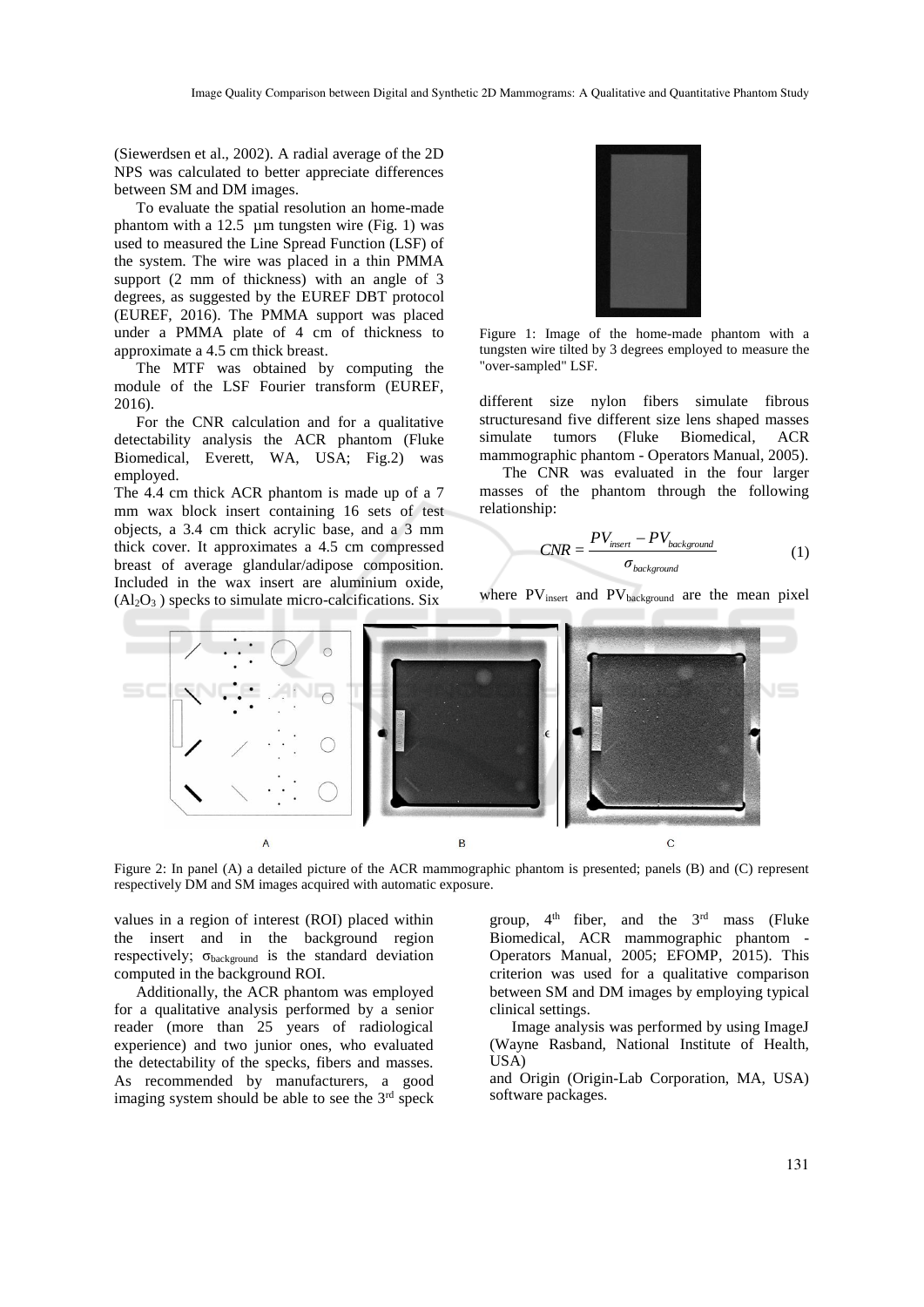(Siewerdsen et al., 2002). A radial average of the 2D NPS was calculated to better appreciate differences between SM and DM images.

To evaluate the spatial resolution an home-made phantom with a 12.5 µm tungsten wire (Fig. 1) was used to measured the Line Spread Function (LSF) of the system. The wire was placed in a thin PMMA support (2 mm of thickness) with an angle of 3 degrees, as suggested by the EUREF DBT protocol (EUREF, 2016). The PMMA support was placed under a PMMA plate of 4 cm of thickness to approximate a 4.5 cm thick breast.

The MTF was obtained by computing the module of the LSF Fourier transform (EUREF, 2016).

For the CNR calculation and for a qualitative detectability analysis the ACR phantom (Fluke Biomedical, Everett, WA, USA; Fig.2) was employed.

The 4.4 cm thick ACR phantom is made up of a 7 mm wax block insert containing 16 sets of test objects, a 3.4 cm thick acrylic base, and a 3 mm thick cover. It approximates a 4.5 cm compressed breast of average glandular/adipose composition. Included in the wax insert are aluminium oxide, ($Al_2O_3$) specks to simulate micro-calcifications. Six different size nylon fibers simulate fibrous structuresand five different size lens shaped masses simulate tumors (Fluke Biomedical, ACR mammographic phantom - Operators Manual, 2005).

Figure 1: Image of the home-made phantom with a tungsten wire tilted by 3 degrees employed to measure the "over-sampled" LSF.

The CNR was evaluated in the four larger masses of the phantom through the following relationship:

$$CNR = \frac{PV_{insert} - PV_{background}}{\sigma_{background}} \quad (1)$$

where $PV_{insert}$ and $PV_{background}$ are the mean pixel values in a region of interest (ROI) placed within the insert and in the background region respectively; $\sigma_{background}$ is the standard deviation computed in the background ROI.

Figure 2: In panel (A) a detailed picture of the ACR mammographic phantom is presented; panels (B) and (C) represent respectively DM and SM images acquired with automatic exposure.

Additionally, the ACR phantom was employed for a qualitative analysis performed by a senior reader (more than 25 years of radiological experience) and two junior ones, who evaluated the detectability of the specks, fibers and masses. As recommended by manufacturers, a good imaging system should be able to see the 3rd speck group, 4th fiber, and the 3rd mass (Fluke Biomedical, ACR mammographic phantom - Operators Manual, 2005; EFOMP, 2015). This criterion was used for a qualitative comparison between SM and DM images by employing typical clinical settings.

Image analysis was performed by using ImageJ (Wayne Rasband, National Institute of Health, USA) and Origin (Origin-Lab Corporation, MA, USA) software packages.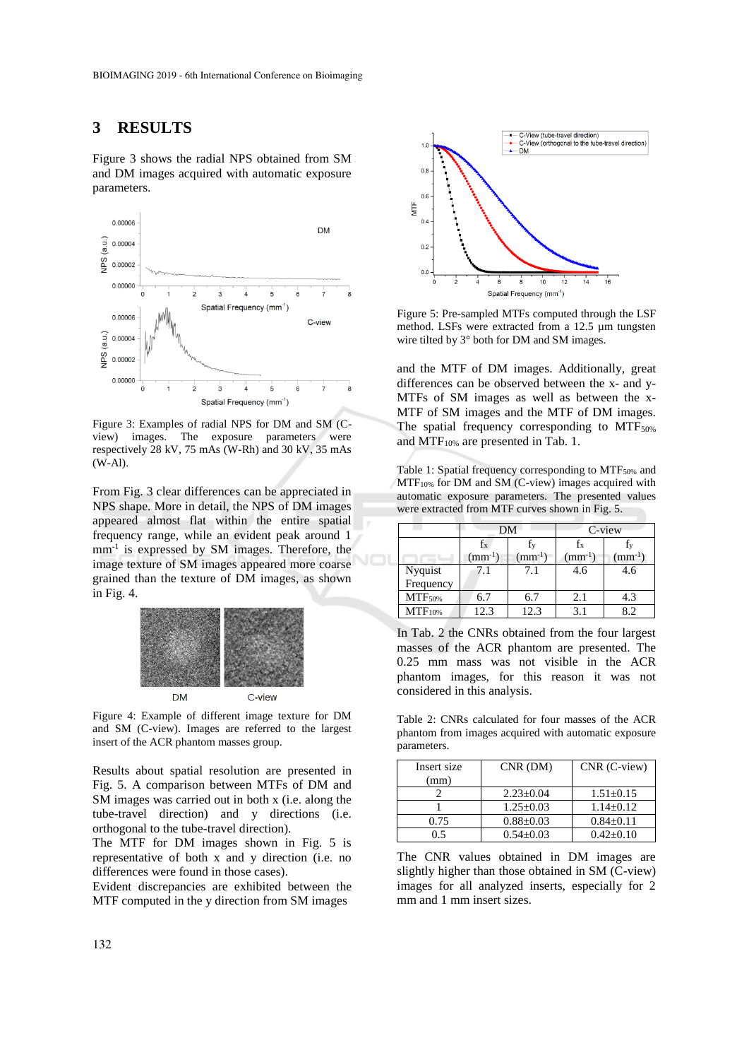## 3 RESULTS

Figure 3 shows the radial NPS obtained from SM and DM images acquired with automatic exposure parameters.

Figure 3: Examples of radial NPS for DM and SM (C-view) images. The exposure parameters were respectively 28 kV, 75 mAs (W-Rh) and 30 kV, 35 mAs (W-Al).

From Fig. 3 clear differences can be appreciated in NPS shape. More in detail, the NPS of DM images appeared almost flat within the entire spatial frequency range, while an evident peak around 1 $mm^{-1}$ is expressed by SM images. Therefore, the image texture of SM images appeared more coarse grained than the texture of DM images, as shown in Fig. 4.

Figure 4: Example of different image texture for DM and SM (C-view). Images are referred to the largest insert of the ACR phantom masses group.

Results about spatial resolution are presented in Fig. 5. A comparison between MTFs of DM and SM images was carried out in both x (i.e. along the tube-travel direction) and y directions (i.e. orthogonal to the tube-travel direction).

The MTF for DM images shown in Fig. 5 is representative of both x and y direction (i.e. no differences were found in those cases).

Evident discrepancies are exhibited between the MTF computed in the y direction from SM images and the MTF of DM images. Additionally, great differences can be observed between the x- and y-MTFs of SM images as well as between the x-MTF of SM images and the MTF of DM images. The spatial frequency corresponding to $MTF_{50\%}$ and $MTF_{10\%}$ are presented in Tab. 1.

Figure 5: Pre-sampled MTFs computed through the LSF method. LSFs were extracted from a 12.5 µm tungsten wire tilted by 3° both for DM and SM images.

Table 1: Spatial frequency corresponding to $MTF_{50\%}$ and $MTF_{10\%}$ for DM and SM (C-view) images acquired with automatic exposure parameters. The presented values were extracted from MTF curves shown in Fig. 5.

| | DM | | C-view | |
|---|---|---|---|---|
| | $f_x$ ($mm^{-1}$) | $f_y$ ($mm^{-1}$) | $f_x$ ($mm^{-1}$) | $f_y$ ($mm^{-1}$) |
| Nyquist Frequency | 7.1 | 7.1 | 4.6 | 4.6 |
| $MTF_{50\%}$ | 6.7 | 6.7 | 2.1 | 4.3 |
| $MTF_{10\%}$ | 12.3 | 12.3 | 3.1 | 8.2 |

In Tab. 2 the CNRs obtained from the four largest masses of the ACR phantom are presented. The 0.25 mm mass was not visible in the ACR phantom images, for this reason it was not considered in this analysis.

Table 2: CNRs calculated for four masses of the ACR phantom from images acquired with automatic exposure parameters.

| Insert size (mm) | CNR (DM) | CNR (C-view) |
|---|---|---|
| 2 | 2.23±0.04 | 1.51±0.15 |
| 1 | 1.25±0.03 | 1.14±0.12 |
| 0.75 | 0.88±0.03 | 0.84±0.11 |
| 0.5 | 0.54±0.03 | 0.42±0.10 |

The CNR values obtained in DM images are slightly higher than those obtained in SM (C-view) images for all analyzed inserts, especially for 2 mm and 1 mm insert sizes.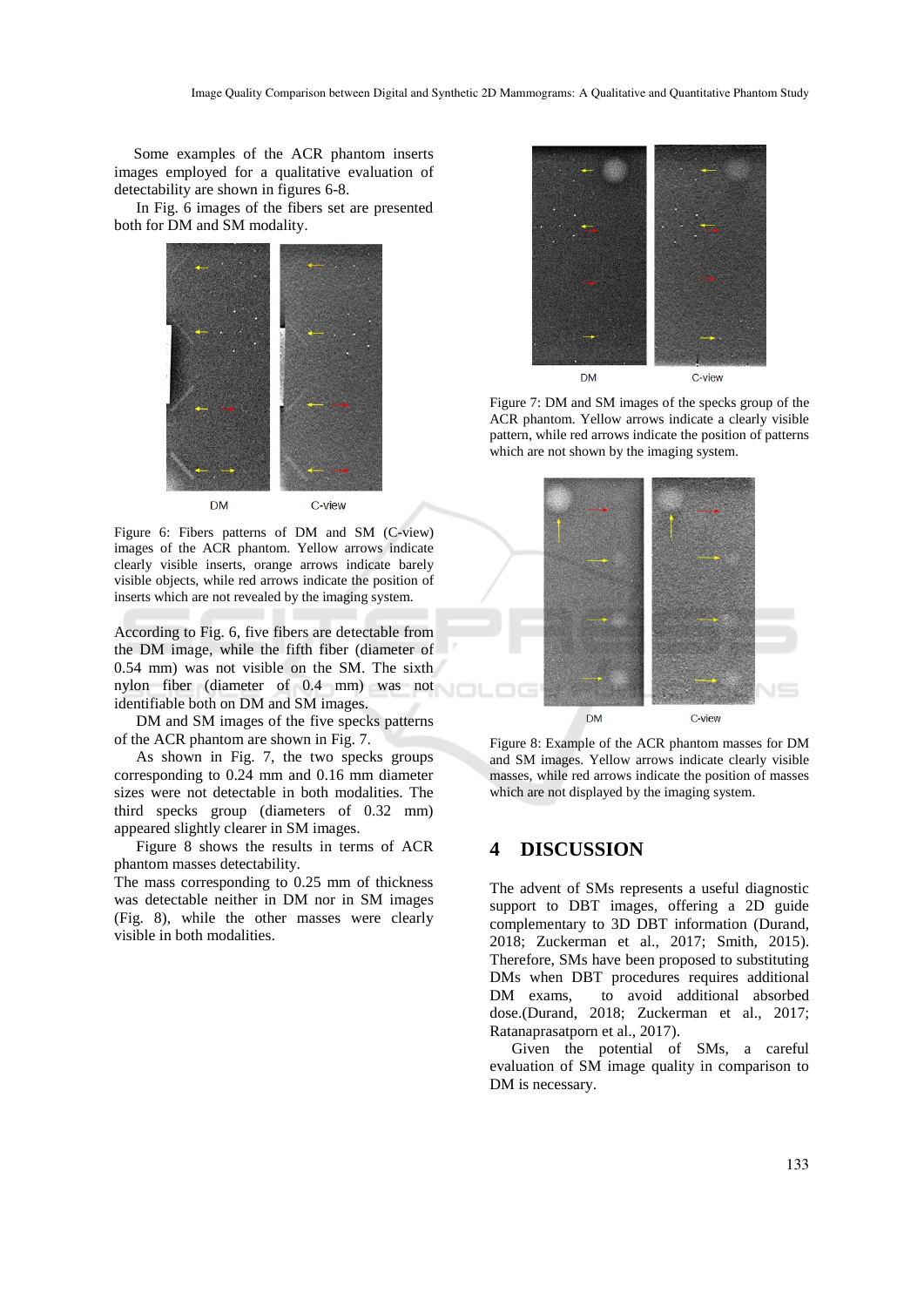Some examples of the ACR phantom inserts images employed for a qualitative evaluation of detectability are shown in figures 6-8.

In Fig. 6 images of the fibers set are presented both for DM and SM modality.

Figure 6: Fibers patterns of DM and SM (C-view) images of the ACR phantom. Yellow arrows indicate clearly visible inserts, orange arrows indicate barely visible objects, while red arrows indicate the position of inserts which are not revealed by the imaging system.

According to Fig. 6, five fibers are detectable from the DM image, while the fifth fiber (diameter of 0.54 mm) was not visible on the SM. The sixth nylon fiber (diameter of 0.4 mm) was not identifiable both on DM and SM images.

DM and SM images of the five specks patterns of the ACR phantom are shown in Fig. 7.

As shown in Fig. 7, the two specks groups corresponding to 0.24 mm and 0.16 mm diameter sizes were not detectable in both modalities. The third specks group (diameters of 0.32 mm) appeared slightly clearer in SM images.

Figure 8 shows the results in terms of ACR phantom masses detectability.

The mass corresponding to 0.25 mm of thickness was detectable neither in DM nor in SM images (Fig. 8), while the other masses were clearly visible in both modalities.

Figure 7: DM and SM images of the specks group of the ACR phantom. Yellow arrows indicate a clearly visible pattern, while red arrows indicate the position of patterns which are not shown by the imaging system.

Figure 8: Example of the ACR phantom masses for DM and SM images. Yellow arrows indicate clearly visible masses, while red arrows indicate the position of masses which are not displayed by the imaging system.

## 4 DISCUSSION

The advent of SMs represents a useful diagnostic support to DBT images, offering a 2D guide complementary to 3D DBT information (Durand, 2018; Zuckerman et al., 2017; Smith, 2015). Therefore, SMs have been proposed to substituting DMs when DBT procedures requires additional DM exams, to avoid additional absorbed dose.(Durand, 2018; Zuckerman et al., 2017; Ratanaprasatporn et al., 2017).

Given the potential of SMs, a careful evaluation of SM image quality in comparison to DM is necessary.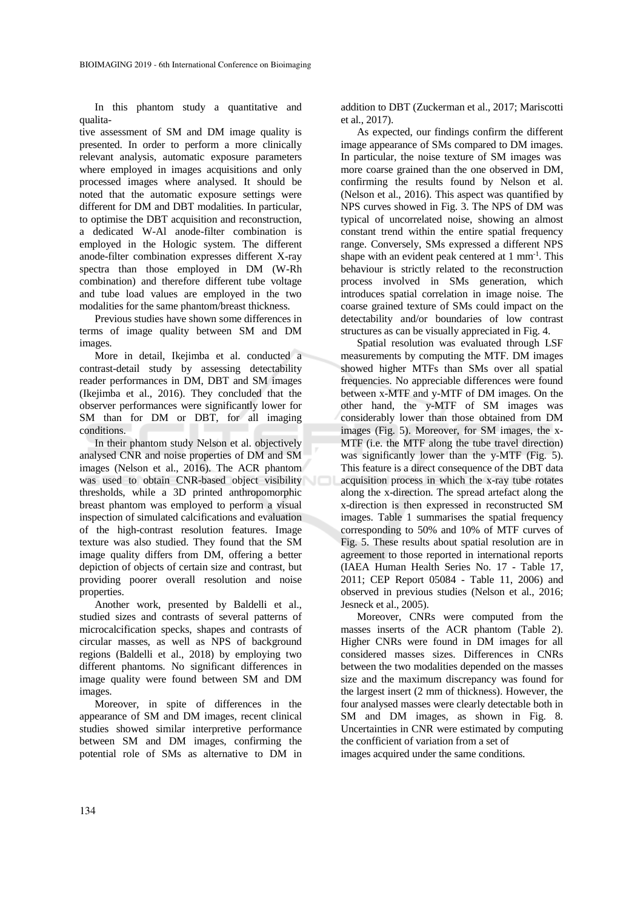In this phantom study a quantitative and qualitative assessment of SM and DM image quality is presented. In order to perform a more clinically relevant analysis, automatic exposure parameters where employed in images acquisitions and only processed images where analysed. It should be noted that the automatic exposure settings were different for DM and DBT modalities. In particular, to optimise the DBT acquisition and reconstruction, a dedicated W-Al anode-filter combination is employed in the Hologic system. The different anode-filter combination expresses different X-ray spectra than those employed in DM (W-Rh combination) and therefore different tube voltage and tube load values are employed in the two modalities for the same phantom/breast thickness.

Previous studies have shown some differences in terms of image quality between SM and DM images.

More in detail, Ikejimba et al. conducted a contrast-detail study by assessing detectability reader performances in DM, DBT and SM images (Ikejimba et al., 2016). They concluded that the observer performances were significantly lower for SM than for DM or DBT, for all imaging conditions.

In their phantom study Nelson et al. objectively analysed CNR and noise properties of DM and SM images (Nelson et al., 2016). The ACR phantom was used to obtain CNR-based object visibility thresholds, while a 3D printed anthropomorphic breast phantom was employed to perform a visual inspection of simulated calcifications and evaluation of the high-contrast resolution features. Image texture was also studied. They found that the SM image quality differs from DM, offering a better depiction of objects of certain size and contrast, but providing poorer overall resolution and noise properties.

Another work, presented by Baldelli et al., studied sizes and contrasts of several patterns of microcalcification specks, shapes and contrasts of circular masses, as well as NPS of background regions (Baldelli et al., 2018) by employing two different phantoms. No significant differences in image quality were found between SM and DM images.

Moreover, in spite of differences in the appearance of SM and DM images, recent clinical studies showed similar interpretive performance between SM and DM images, confirming the potential role of SMs as alternative to DM in addition to DBT (Zuckerman et al., 2017; Mariscotti et al., 2017).

As expected, our findings confirm the different image appearance of SMs compared to DM images. In particular, the noise texture of SM images was more coarse grained than the one observed in DM, confirming the results found by Nelson et al. (Nelson et al., 2016). This aspect was quantified by NPS curves showed in Fig. 3. The NPS of DM was typical of uncorrelated noise, showing an almost constant trend within the entire spatial frequency range. Conversely, SMs expressed a different NPS shape with an evident peak centered at 1 $mm^{-1}$. This behaviour is strictly related to the reconstruction process involved in SMs generation, which introduces spatial correlation in image noise. The coarse grained texture of SMs could impact on the detectability and/or boundaries of low contrast structures as can be visually appreciated in Fig. 4.

Spatial resolution was evaluated through LSF measurements by computing the MTF. DM images showed higher MTFs than SMs over all spatial frequencies. No appreciable differences were found between x-MTF and y-MTF of DM images. On the other hand, the y-MTF of SM images was considerably lower than those obtained from DM images (Fig. 5). Moreover, for SM images, the x-MTF (i.e. the MTF along the tube travel direction) was significantly lower than the y-MTF (Fig. 5). This feature is a direct consequence of the DBT data acquisition process in which the x-ray tube rotates along the x-direction. The spread artefact along the x-direction is then expressed in reconstructed SM images. Table 1 summarises the spatial frequency corresponding to 50% and 10% of MTF curves of Fig. 5. These results about spatial resolution are in agreement to those reported in international reports (IAEA Human Health Series No. 17 - Table 17, 2011; CEP Report 05084 - Table 11, 2006) and observed in previous studies (Nelson et al., 2016; Jesneck et al., 2005).

Moreover, CNRs were computed from the masses inserts of the ACR phantom (Table 2). Higher CNRs were found in DM images for all considered masses sizes. Differences in CNRs between the two modalities depended on the masses size and the maximum discrepancy was found for the largest insert (2 mm of thickness). However, the four analysed masses were clearly detectable both in SM and DM images, as shown in Fig. 8. Uncertainties in CNR were estimated by computing the confficient of variation from a set of images acquired under the same conditions.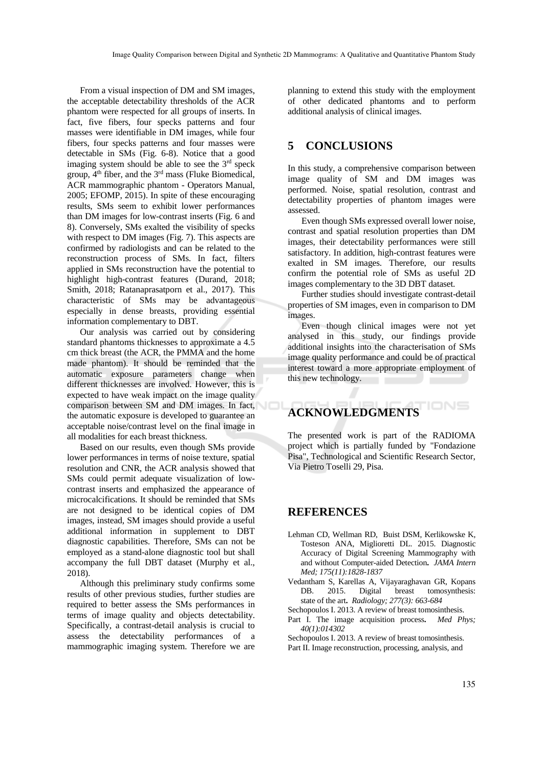From a visual inspection of DM and SM images, the acceptable detectability thresholds of the ACR phantom were respected for all groups of inserts. In fact, five fibers, four specks patterns and four masses were identifiable in DM images, while four fibers, four specks patterns and four masses were detectable in SMs (Fig. 6-8). Notice that a good imaging system should be able to see the 3rd speck group, 4th fiber, and the 3rd mass (Fluke Biomedical, ACR mammographic phantom - Operators Manual, 2005; EFOMP, 2015). In spite of these encouraging results, SMs seem to exhibit lower performances than DM images for low-contrast inserts (Fig. 6 and 8). Conversely, SMs exalted the visibility of specks with respect to DM images (Fig. 7). This aspects are confirmed by radiologists and can be related to the reconstruction process of SMs. In fact, filters applied in SMs reconstruction have the potential to highlight high-contrast features (Durand, 2018; Smith, 2018; Ratanaprasatporn et al., 2017). This characteristic of SMs may be advantageous especially in dense breasts, providing essential information complementary to DBT.

Our analysis was carried out by considering standard phantoms thicknesses to approximate a 4.5 cm thick breast (the ACR, the PMMA and the home made phantom). It should be reminded that the automatic exposure parameters change when different thicknesses are involved. However, this is expected to have weak impact on the image quality comparison between SM and DM images. In fact, the automatic exposure is developed to guarantee an acceptable noise/contrast level on the final image in all modalities for each breast thickness.

Based on our results, even though SMs provide lower performances in terms of noise texture, spatial resolution and CNR, the ACR analysis showed that SMs could permit adequate visualization of low-contrast inserts and emphasized the appearance of microcalcifications. It should be reminded that SMs are not designed to be identical copies of DM images, instead, SM images should provide a useful additional information in supplement to DBT diagnostic capabilities. Therefore, SMs can not be employed as a stand-alone diagnostic tool but shall accompany the full DBT dataset (Murphy et al., 2018).

Although this preliminary study confirms some results of other previous studies, further studies are required to better assess the SMs performances in terms of image quality and objects detectability. Specifically, a contrast-detail analysis is crucial to assess the detectability performances of a mammographic imaging system. Therefore we are planning to extend this study with the employment of other dedicated phantoms and to perform additional analysis of clinical images.

## 5 CONCLUSIONS

In this study, a comprehensive comparison between image quality of SM and DM images was performed. Noise, spatial resolution, contrast and detectability properties of phantom images were assessed.

Even though SMs expressed overall lower noise, contrast and spatial resolution properties than DM images, their detectability performances were still satisfactory. In addition, high-contrast features were exalted in SM images. Therefore, our results confirm the potential role of SMs as useful 2D images complementary to the 3D DBT dataset.

Further studies should investigate contrast-detail properties of SM images, even in comparison to DM images.

Even though clinical images were not yet analysed in this study, our findings provide additional insights into the characterisation of SMs image quality performance and could be of practical interest toward a more appropriate employment of this new technology.

## ACKNOWLEDGMENTS

The presented work is part of the RADIOMA project which is partially funded by "Fondazione Pisa", Technological and Scientific Research Sector, Via Pietro Toselli 29, Pisa.

## REFERENCES

Lehman CD, Wellman RD, Buist DSM, Kerlikowske K, Tosteson ANA, Miglioretti DL. 2015. Diagnostic Accuracy of Digital Screening Mammography with and without Computer-aided Detection**.** *JAMA Intern Med; 175(11):1828-1837*

Vedantham S, Karellas A, Vijayaraghavan GR, Kopans DB. 2015. Digital breast tomosynthesis: state of the art**.** *Radiology; 277(3): 663-684*

Sechopoulos I. 2013. A review of breast tomosinthesis. Part I. The image acquisition process**.** *Med Phys; 40(1):014302*

Sechopoulos I. 2013. A review of breast tomosinthesis. Part II. Image reconstruction, processing, analysis, and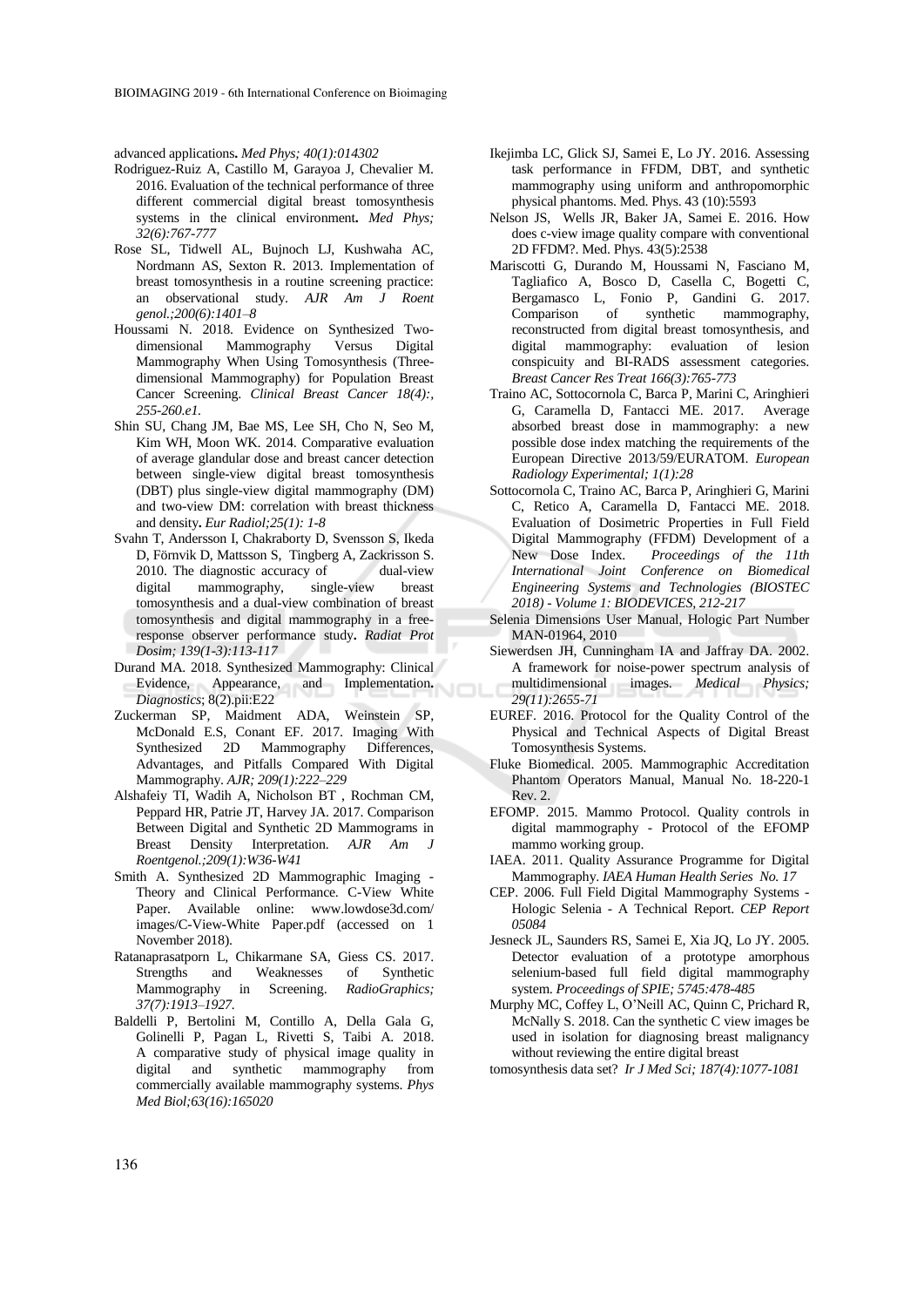advanced applications**.** *Med Phys; 40(1):014302*

Rodriguez-Ruiz A, Castillo M, Garayoa J, Chevalier M. 2016. Evaluation of the technical performance of three different commercial digital breast tomosynthesis systems in the clinical environment**.** *Med Phys; 32(6):767-777*

Rose SL, Tidwell AL, Bujnoch LJ, Kushwaha AC, Nordmann AS, Sexton R. 2013. Implementation of breast tomosynthesis in a routine screening practice: an observational study. *AJR Am J Roent genol.;200(6):1401–8*

Houssami N. 2018. Evidence on Synthesized Two-dimensional Mammography Versus Digital Mammography When Using Tomosynthesis (Three-dimensional Mammography) for Population Breast Cancer Screening. *Clinical Breast Cancer 18(4):, 255-260.e1.*

Shin SU, Chang JM, Bae MS, Lee SH, Cho N, Seo M, Kim WH, Moon WK. 2014. Comparative evaluation of average glandular dose and breast cancer detection between single-view digital breast tomosynthesis (DBT) plus single-view digital mammography (DM) and two-view DM: correlation with breast thickness and density**.** *Eur Radiol;25(1): 1-8*

Svahn T, Andersson I, Chakraborty D, Svensson S, Ikeda D, Förnvik D, Mattsson S, Tingberg A, Zackrisson S. 2010. The diagnostic accuracy of dual-view digital mammography, single-view breast tomosynthesis and a dual-view combination of breast tomosynthesis and digital mammography in a free-response observer performance study**.** *Radiat Prot Dosim; 139(1-3):113-117*

Durand MA. 2018. Synthesized Mammography: Clinical Evidence, Appearance, and Implementation**.** *Diagnostics*; 8(2).pii:E22

Zuckerman SP, Maidment ADA, Weinstein SP, McDonald E.S, Conant EF. 2017. Imaging With Synthesized 2D Mammography Differences, Advantages, and Pitfalls Compared With Digital Mammography. *AJR; 209(1):222–229*

Alshafeiy TI, Wadih A, Nicholson BT , Rochman CM, Peppard HR, Patrie JT, Harvey JA. 2017. Comparison Between Digital and Synthetic 2D Mammograms in Breast Density Interpretation. *AJR Am J Roentgenol.;209(1):W36-W41*

Smith A. Synthesized 2D Mammographic Imaging - Theory and Clinical Performance. C-View White Paper. Available online: www.lowdose3d.com/ images/C-View-White Paper.pdf (accessed on 1 November 2018).

Ratanaprasatporn L, Chikarmane SA, Giess CS. 2017. Strengths and Weaknesses of Synthetic Mammography in Screening. *RadioGraphics; 37(7):1913–1927.*

Baldelli P, Bertolini M, Contillo A, Della Gala G, Golinelli P, Pagan L, Rivetti S, Taibi A. 2018. A comparative study of physical image quality in digital and synthetic mammography from commercially available mammography systems. *Phys Med Biol;63(16):165020*

Ikejimba LC, Glick SJ, Samei E, Lo JY. 2016. Assessing task performance in FFDM, DBT, and synthetic mammography using uniform and anthropomorphic physical phantoms. Med. Phys. 43 (10):5593

Nelson JS, Wells JR, Baker JA, Samei E. 2016. How does c-view image quality compare with conventional 2D FFDM?. Med. Phys. 43(5):2538

Mariscotti G, Durando M, Houssami N, Fasciano M, Tagliafico A, Bosco D, Casella C, Bogetti C, Bergamasco L, Fonio P, Gandini G. 2017. Comparison of synthetic mammography, reconstructed from digital breast tomosynthesis, and digital mammography: evaluation of lesion conspicuity and BI-RADS assessment categories. *Breast Cancer Res Treat 166(3):765-773*

Traino AC, Sottocornola C, Barca P, Marini C, Aringhieri G, Caramella D, Fantacci ME. 2017. Average absorbed breast dose in mammography: a new possible dose index matching the requirements of the European Directive 2013/59/EURATOM. *European Radiology Experimental; 1(1):28*

Sottocornola C, Traino AC, Barca P, Aringhieri G, Marini C, Retico A, Caramella D, Fantacci ME. 2018. Evaluation of Dosimetric Properties in Full Field Digital Mammography (FFDM) Development of a New Dose Index. *Proceedings of the 11th International Joint Conference on Biomedical Engineering Systems and Technologies (BIOSTEC 2018) - Volume 1: BIODEVICES, 212-217*

Selenia Dimensions User Manual, Hologic Part Number MAN-01964, 2010

Siewerdsen JH, Cunningham IA and Jaffray DA. 2002. A framework for noise-power spectrum analysis of multidimensional images. *Medical Physics; 29(11):2655-71*

EUREF. 2016. Protocol for the Quality Control of the Physical and Technical Aspects of Digital Breast Tomosynthesis Systems.

Fluke Biomedical. 2005. Mammographic Accreditation Phantom Operators Manual, Manual No. 18-220-1 Rev. 2.

EFOMP. 2015. Mammo Protocol. Quality controls in digital mammography - Protocol of the EFOMP mammo working group.

IAEA. 2011. Quality Assurance Programme for Digital Mammography. *IAEA Human Health Series No. 17*

CEP. 2006. Full Field Digital Mammography Systems - Hologic Selenia - A Technical Report. *CEP Report 05084*

Jesneck JL, Saunders RS, Samei E, Xia JQ, Lo JY. 2005. Detector evaluation of a prototype amorphous selenium-based full field digital mammography system. *Proceedings of SPIE; 5745:478-485*

Murphy MC, Coffey L, O'Neill AC, Quinn C, Prichard R, McNally S. 2018. Can the synthetic C view images be used in isolation for diagnosing breast malignancy without reviewing the entire digital breast tomosynthesis data set? *Ir J Med Sci; 187(4):1077-1081*